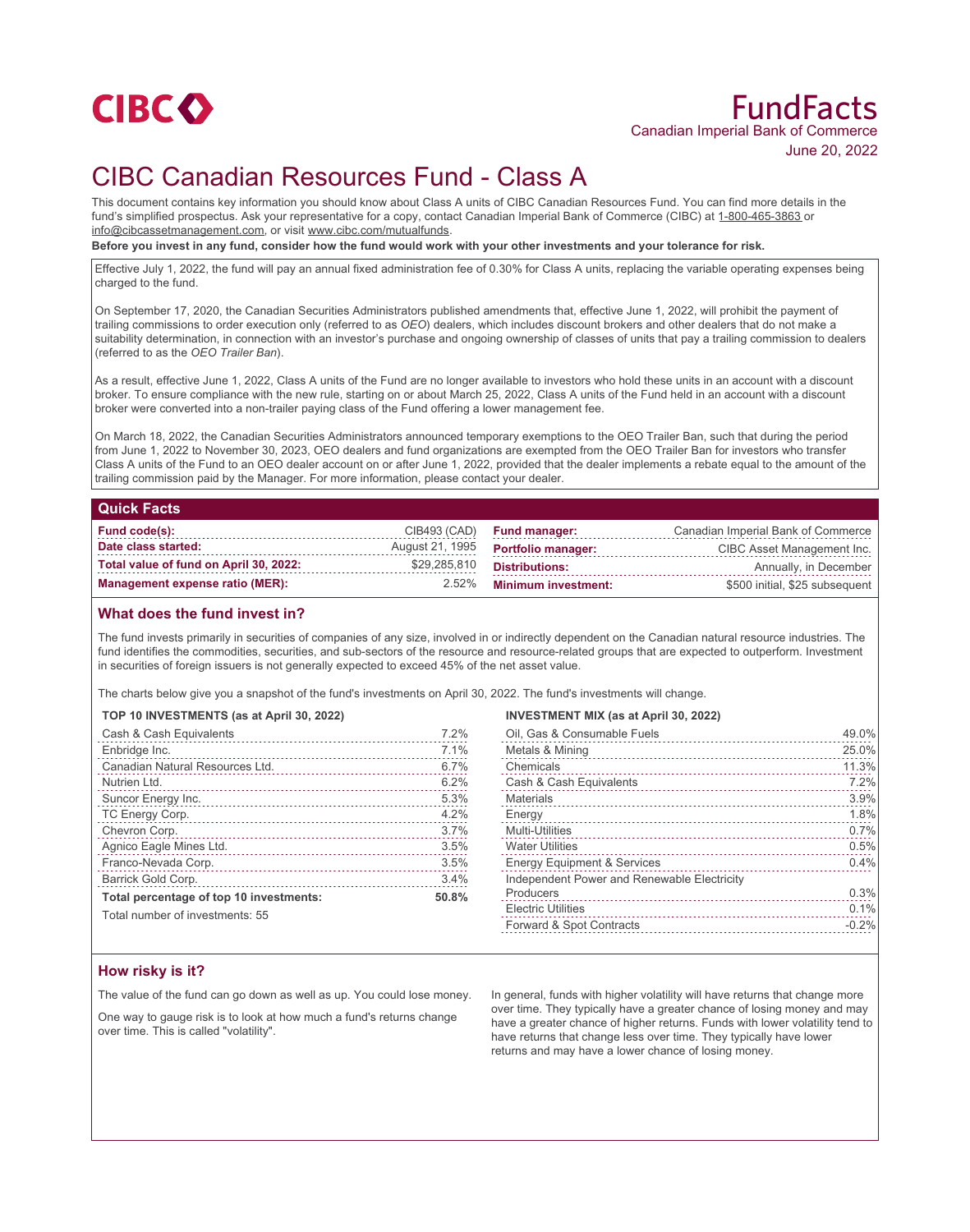# FundFacts

Canadian Imperial Bank of Commerce

June 20, 2022

# CIBC Canadian Resources Fund - Class A

This document contains key information you should know about Class A units of CIBC Canadian Resources Fund. You can find more details in the fund's simplified prospectus. Ask your representative for a copy, contact Canadian Imperial Bank of Commerce (CIBC) at 1-800-465-3863 or info@cibcassetmanagement.com, or visit www.cibc.com/mutualfunds.

**Before you invest in any fund, consider how the fund would work with your other investments and your tolerance for risk.**

Effective July 1, 2022, the fund will pay an annual fixed administration fee of 0.30% for Class A units, replacing the variable operating expenses being charged to the fund.

On September 17, 2020, the Canadian Securities Administrators published amendments that, effective June 1, 2022, will prohibit the payment of trailing commissions to order execution only (referred to as *OEO*) dealers, which includes discount brokers and other dealers that do not make a suitability determination, in connection with an investor's purchase and ongoing ownership of classes of units that pay a trailing commission to dealers (referred to as the *OEO Trailer Ban*).

As a result, effective June 1, 2022, Class A units of the Fund are no longer available to investors who hold these units in an account with a discount broker. To ensure compliance with the new rule, starting on or about March 25, 2022, Class A units of the Fund held in an account with a discount broker were converted into a non-trailer paying class of the Fund offering a lower management fee.

On March 18, 2022, the Canadian Securities Administrators announced temporary exemptions to the OEO Trailer Ban, such that during the period from June 1, 2022 to November 30, 2023, OEO dealers and fund organizations are exempted from the OEO Trailer Ban for investors who transfer Class A units of the Fund to an OEO dealer account on or after June 1, 2022, provided that the dealer implements a rebate equal to the amount of the trailing commission paid by the Manager. For more information, please contact your dealer.

## Quick Facts

| | | | |
|---|---|---|---|
| **Fund code(s):** | CIB493 (CAD) | **Fund manager:** | Canadian Imperial Bank of Commerce |
| **Date class started:** | August 21, 1995 | **Portfolio manager:** | CIBC Asset Management Inc. |
| **Total value of fund on April 30, 2022:** | $29,285,810 | **Distributions:** | Annually, in December |
| **Management expense ratio (MER):** | 2.52% | **Minimum investment:** | $500 initial, $25 subsequent |

## What does the fund invest in?

The fund invests primarily in securities of companies of any size, involved in or indirectly dependent on the Canadian natural resource industries. The fund identifies the commodities, securities, and sub-sectors of the resource and resource-related groups that are expected to outperform. Investment in securities of foreign issuers is not generally expected to exceed 45% of the net asset value.

The charts below give you a snapshot of the fund's investments on April 30, 2022. The fund's investments will change.

**TOP 10 INVESTMENTS (as at April 30, 2022)**

| | |
|---|---|
| Cash & Cash Equivalents | 7.2% |
| Enbridge Inc. | 7.1% |
| Canadian Natural Resources Ltd. | 6.7% |
| Nutrien Ltd. | 6.2% |
| Suncor Energy Inc. | 5.3% |
| TC Energy Corp. | 4.2% |
| Chevron Corp. | 3.7% |
| Agnico Eagle Mines Ltd. | 3.5% |
| Franco-Nevada Corp. | 3.5% |
| Barrick Gold Corp. | 3.4% |
| **Total percentage of top 10 investments:** | **50.8%** |

Total number of investments: 55

**INVESTMENT MIX (as at April 30, 2022)**

| | |
|---|---|
| Oil, Gas & Consumable Fuels | 49.0% |
| Metals & Mining | 25.0% |
| Chemicals | 11.3% |
| Cash & Cash Equivalents | 7.2% |
| Materials | 3.9% |
| Energy | 1.8% |
| Multi-Utilities | 0.7% |
| Water Utilities | 0.5% |
| Energy Equipment & Services | 0.4% |
| Independent Power and Renewable Electricity Producers | 0.3% |
| Electric Utilities | 0.1% |
| Forward & Spot Contracts | -0.2% |

## How risky is it?

The value of the fund can go down as well as up. You could lose money.

One way to gauge risk is to look at how much a fund's returns change over time. This is called "volatility".

In general, funds with higher volatility will have returns that change more over time. They typically have a greater chance of losing money and may have a greater chance of higher returns. Funds with lower volatility tend to have returns that change less over time. They typically have lower returns and may have a lower chance of losing money.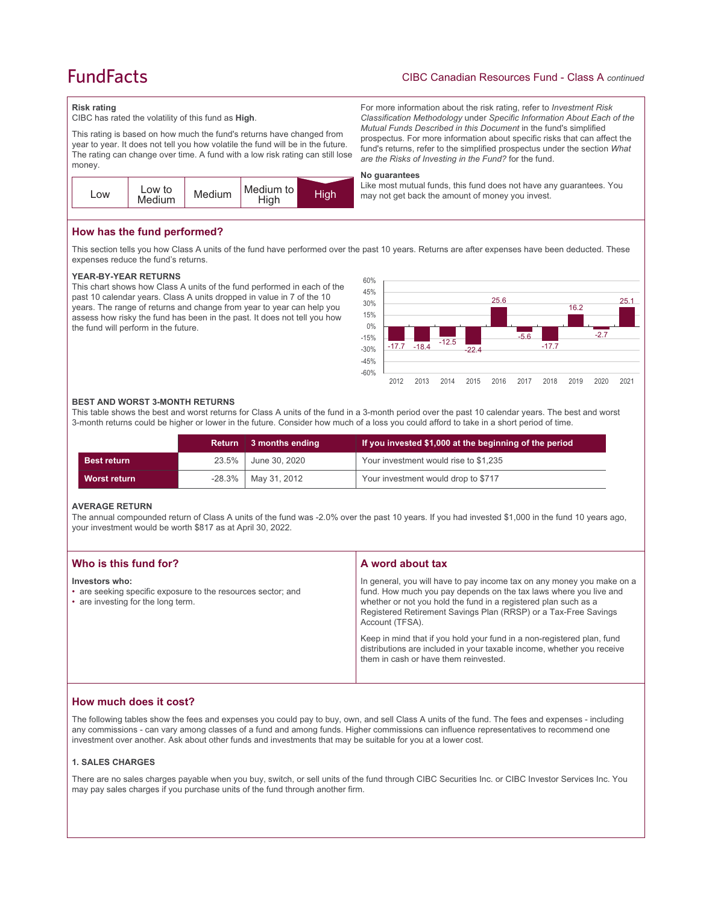## Risk rating

CIBC has rated the volatility of this fund as **High**.

This rating is based on how much the fund's returns have changed from year to year. It does not tell you how volatile the fund will be in the future. The rating can change over time. A fund with a low risk rating can still lose money.

| Low | Low to Medium | Medium | Medium to High | **High** |
|---|---|---|---|---|

For more information about the risk rating, refer to *Investment Risk Classification Methodology* under *Specific Information About Each of the Mutual Funds Described in this Document* in the fund's simplified prospectus. For more information about specific risks that can affect the fund's returns, refer to the simplified prospectus under the section *What are the Risks of Investing in the Fund?* for the fund.

### No guarantees

Like most mutual funds, this fund does not have any guarantees. You may not get back the amount of money you invest.

## How has the fund performed?

This section tells you how Class A units of the fund have performed over the past 10 years. Returns are after expenses have been deducted. These expenses reduce the fund's returns.

### YEAR-BY-YEAR RETURNS

This chart shows how Class A units of the fund performed in each of the past 10 calendar years. Class A units dropped in value in 7 of the 10 years. The range of returns and change from year to year can help you assess how risky the fund has been in the past. It does not tell you how the fund will perform in the future.

| Year | 2012 | 2013 | 2014 | 2015 | 2016 | 2017 | 2018 | 2019 | 2020 | 2021 |
|---|---|---|---|---|---|---|---|---|---|---|
| Return (%) | -17.7 | -18.4 | -12.5 | -22.4 | 25.6 | -5.6 | -17.7 | 16.2 | -2.7 | 25.1 |

### BEST AND WORST 3-MONTH RETURNS

This table shows the best and worst returns for Class A units of the fund in a 3-month period over the past 10 calendar years. The best and worst 3-month returns could be higher or lower in the future. Consider how much of a loss you could afford to take in a short period of time.

| | Return | 3 months ending | If you invested $1,000 at the beginning of the period |
|---|---|---|---|
| **Best return** | 23.5% | June 30, 2020 | Your investment would rise to $1,235 |
| **Worst return** | -28.3% | May 31, 2012 | Your investment would drop to $717 |

### AVERAGE RETURN

The annual compounded return of Class A units of the fund was -2.0% over the past 10 years. If you had invested $1,000 in the fund 10 years ago, your investment would be worth $817 as at April 30, 2022.

## Who is this fund for?

**Investors who:**

- are seeking specific exposure to the resources sector; and
- are investing for the long term.

## A word about tax

In general, you will have to pay income tax on any money you make on a fund. How much you pay depends on the tax laws where you live and whether or not you hold the fund in a registered plan such as a Registered Retirement Savings Plan (RRSP) or a Tax-Free Savings Account (TFSA).

Keep in mind that if you hold your fund in a non-registered plan, fund distributions are included in your taxable income, whether you receive them in cash or have them reinvested.

## How much does it cost?

The following tables show the fees and expenses you could pay to buy, own, and sell Class A units of the fund. The fees and expenses - including any commissions - can vary among classes of a fund and among funds. Higher commissions can influence representatives to recommend one investment over another. Ask about other funds and investments that may be suitable for you at a lower cost.

### 1. SALES CHARGES

There are no sales charges payable when you buy, switch, or sell units of the fund through CIBC Securities Inc. or CIBC Investor Services Inc. You may pay sales charges if you purchase units of the fund through another firm.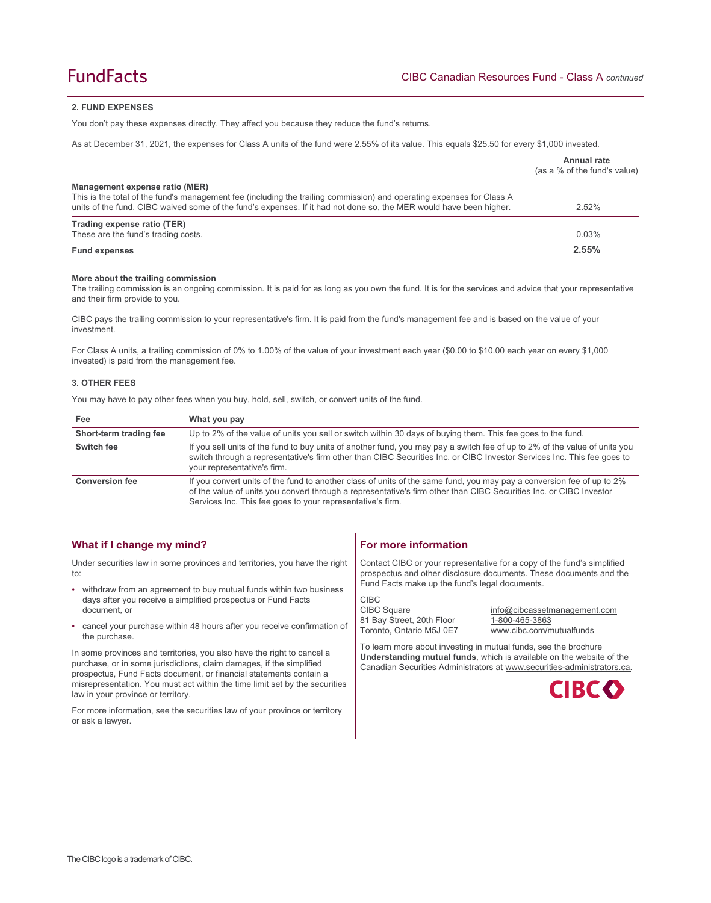## 2. FUND EXPENSES

You don't pay these expenses directly. They affect you because they reduce the fund's returns.

As at December 31, 2021, the expenses for Class A units of the fund were 2.55% of its value. This equals $25.50 for every $1,000 invested.

| | Annual rate (as a % of the fund's value) |
|---|---|
| **Management expense ratio (MER)** This is the total of the fund's management fee (including the trailing commission) and operating expenses for Class A units of the fund. CIBC waived some of the fund's expenses. If it had not done so, the MER would have been higher. | 2.52% |
| **Trading expense ratio (TER)** These are the fund's trading costs. | 0.03% |
| **Fund expenses** | **2.55%** |

**More about the trailing commission**

The trailing commission is an ongoing commission. It is paid for as long as you own the fund. It is for the services and advice that your representative and their firm provide to you.

CIBC pays the trailing commission to your representative's firm. It is paid from the fund's management fee and is based on the value of your investment.

For Class A units, a trailing commission of 0% to 1.00% of the value of your investment each year ($0.00 to $10.00 each year on every $1,000 invested) is paid from the management fee.

## 3. OTHER FEES

You may have to pay other fees when you buy, hold, sell, switch, or convert units of the fund.

| Fee | What you pay |
|---|---|
| **Short-term trading fee** | Up to 2% of the value of units you sell or switch within 30 days of buying them. This fee goes to the fund. |
| **Switch fee** | If you sell units of the fund to buy units of another fund, you may pay a switch fee of up to 2% of the value of units you switch through a representative's firm other than CIBC Securities Inc. or CIBC Investor Services Inc. This fee goes to your representative's firm. |
| **Conversion fee** | If you convert units of the fund to another class of units of the same fund, you may pay a conversion fee of up to 2% of the value of units you convert through a representative's firm other than CIBC Securities Inc. or CIBC Investor Services Inc. This fee goes to your representative's firm. |

## What if I change my mind?

Under securities law in some provinces and territories, you have the right to:

- withdraw from an agreement to buy mutual funds within two business days after you receive a simplified prospectus or Fund Facts document, or
- cancel your purchase within 48 hours after you receive confirmation of the purchase.

In some provinces and territories, you also have the right to cancel a purchase, or in some jurisdictions, claim damages, if the simplified prospectus, Fund Facts document, or financial statements contain a misrepresentation. You must act within the time limit set by the securities law in your province or territory.

For more information, see the securities law of your province or territory or ask a lawyer.

## For more information

Contact CIBC or your representative for a copy of the fund's simplified prospectus and other disclosure documents. These documents and the Fund Facts make up the fund's legal documents.

CIBC
CIBC Square
81 Bay Street, 20th Floor
Toronto, Ontario M5J 0E7

info@cibcassetmanagement.com
1-800-465-3863
www.cibc.com/mutualfunds

To learn more about investing in mutual funds, see the brochure **Understanding mutual funds**, which is available on the website of the Canadian Securities Administrators at www.securities-administrators.ca.

The CIBC logo is a trademark of CIBC.